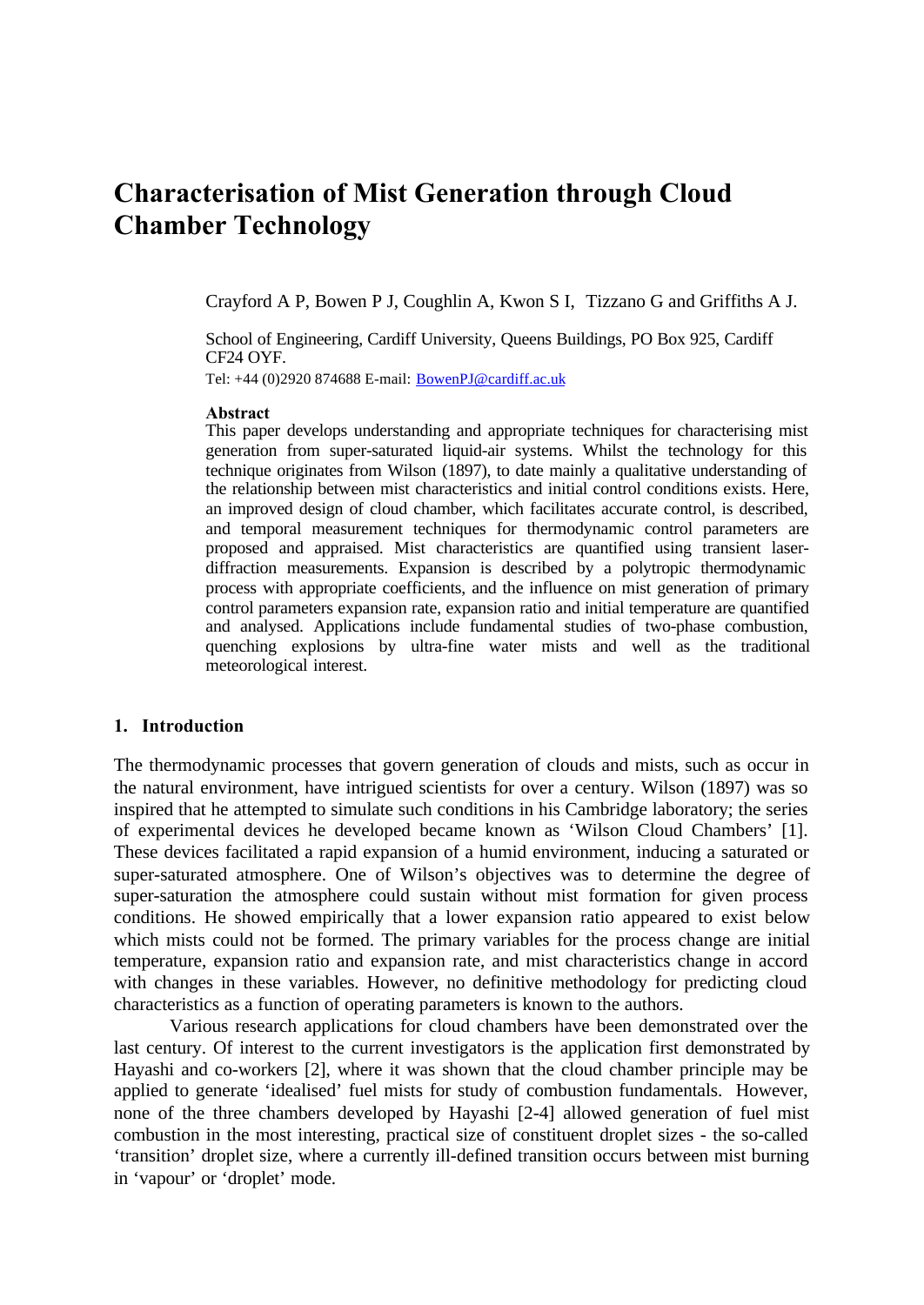# Characterisation of Mist Generation through Cloud Chamber Technology

Crayford A P, Bowen P J, Coughlin A, Kwon S I, Tizzano G and Griffiths A J.

School of Engineering, Cardiff University, Queens Buildings, PO Box 925, Cardiff CF24 OYF.

Tel: +44 (0)2920 874688 E-mail: BowenPJ@cardiff.ac.uk

**Abstract**

This paper develops understanding and appropriate techniques for characterising mist generation from super-saturated liquid-air systems. Whilst the technology for this technique originates from Wilson (1897), to date mainly a qualitative understanding of the relationship between mist characteristics and initial control conditions exists. Here, an improved design of cloud chamber, which facilitates accurate control, is described, and temporal measurement techniques for thermodynamic control parameters are proposed and appraised. Mist characteristics are quantified using transient laser-diffraction measurements. Expansion is described by a polytropic thermodynamic process with appropriate coefficients, and the influence on mist generation of primary control parameters expansion rate, expansion ratio and initial temperature are quantified and analysed. Applications include fundamental studies of two-phase combustion, quenching explosions by ultra-fine water mists and well as the traditional meteorological interest.

## 1. Introduction

The thermodynamic processes that govern generation of clouds and mists, such as occur in the natural environment, have intrigued scientists for over a century. Wilson (1897) was so inspired that he attempted to simulate such conditions in his Cambridge laboratory; the series of experimental devices he developed became known as 'Wilson Cloud Chambers' [1]. These devices facilitated a rapid expansion of a humid environment, inducing a saturated or super-saturated atmosphere. One of Wilson's objectives was to determine the degree of super-saturation the atmosphere could sustain without mist formation for given process conditions. He showed empirically that a lower expansion ratio appeared to exist below which mists could not be formed. The primary variables for the process change are initial temperature, expansion ratio and expansion rate, and mist characteristics change in accord with changes in these variables. However, no definitive methodology for predicting cloud characteristics as a function of operating parameters is known to the authors.

Various research applications for cloud chambers have been demonstrated over the last century. Of interest to the current investigators is the application first demonstrated by Hayashi and co-workers [2], where it was shown that the cloud chamber principle may be applied to generate 'idealised' fuel mists for study of combustion fundamentals. However, none of the three chambers developed by Hayashi [2-4] allowed generation of fuel mist combustion in the most interesting, practical size of constituent droplet sizes - the so-called 'transition' droplet size, where a currently ill-defined transition occurs between mist burning in 'vapour' or 'droplet' mode.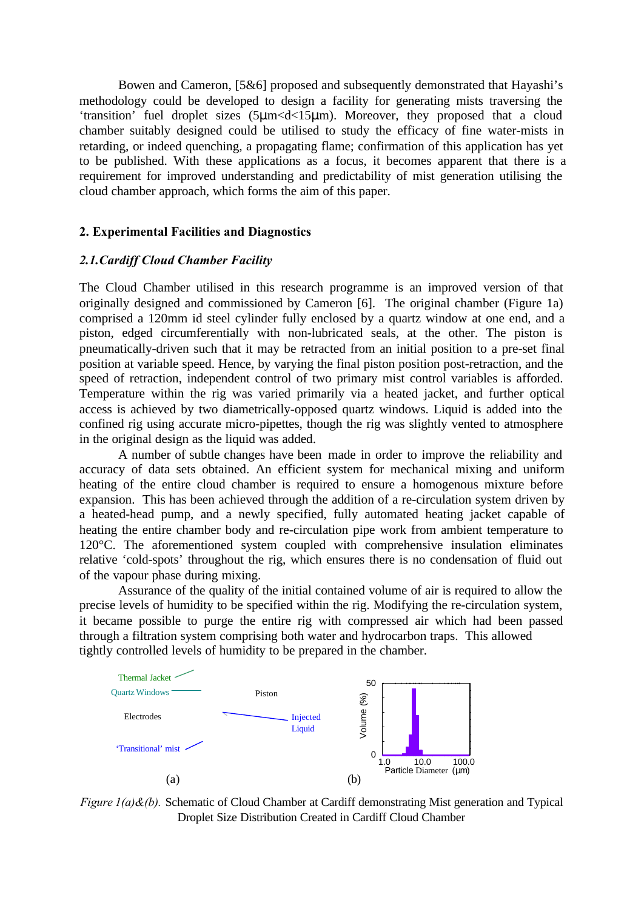Bowen and Cameron, [5&6] proposed and subsequently demonstrated that Hayashi's methodology could be developed to design a facility for generating mists traversing the 'transition' fuel droplet sizes (5μm<d<15μm). Moreover, they proposed that a cloud chamber suitably designed could be utilised to study the efficacy of fine water-mists in retarding, or indeed quenching, a propagating flame; confirmation of this application has yet to be published. With these applications as a focus, it becomes apparent that there is a requirement for improved understanding and predictability of mist generation utilising the cloud chamber approach, which forms the aim of this paper.

## 2. Experimental Facilities and Diagnostics

### *2.1. Cardiff Cloud Chamber Facility*

The Cloud Chamber utilised in this research programme is an improved version of that originally designed and commissioned by Cameron [6]. The original chamber (Figure 1a) comprised a 120mm id steel cylinder fully enclosed by a quartz window at one end, and a piston, edged circumferentially with non-lubricated seals, at the other. The piston is pneumatically-driven such that it may be retracted from an initial position to a pre-set final position at variable speed. Hence, by varying the final piston position post-retraction, and the speed of retraction, independent control of two primary mist control variables is afforded. Temperature within the rig was varied primarily via a heated jacket, and further optical access is achieved by two diametrically-opposed quartz windows. Liquid is added into the confined rig using accurate micro-pipettes, though the rig was slightly vented to atmosphere in the original design as the liquid was added.

A number of subtle changes have been made in order to improve the reliability and accuracy of data sets obtained. An efficient system for mechanical mixing and uniform heating of the entire cloud chamber is required to ensure a homogenous mixture before expansion. This has been achieved through the addition of a re-circulation system driven by a heated-head pump, and a newly specified, fully automated heating jacket capable of heating the entire chamber body and re-circulation pipe work from ambient temperature to 120°C. The aforementioned system coupled with comprehensive insulation eliminates relative 'cold-spots' throughout the rig, which ensures there is no condensation of fluid out of the vapour phase during mixing.

Assurance of the quality of the initial contained volume of air is required to allow the precise levels of humidity to be specified within the rig. Modifying the re-circulation system, it became possible to purge the entire rig with compressed air which had been passed through a filtration system comprising both water and hydrocarbon traps. This allowed tightly controlled levels of humidity to be prepared in the chamber.

*Figure 1(a)&(b).* Schematic of Cloud Chamber at Cardiff demonstrating Mist generation and Typical Droplet Size Distribution Created in Cardiff Cloud Chamber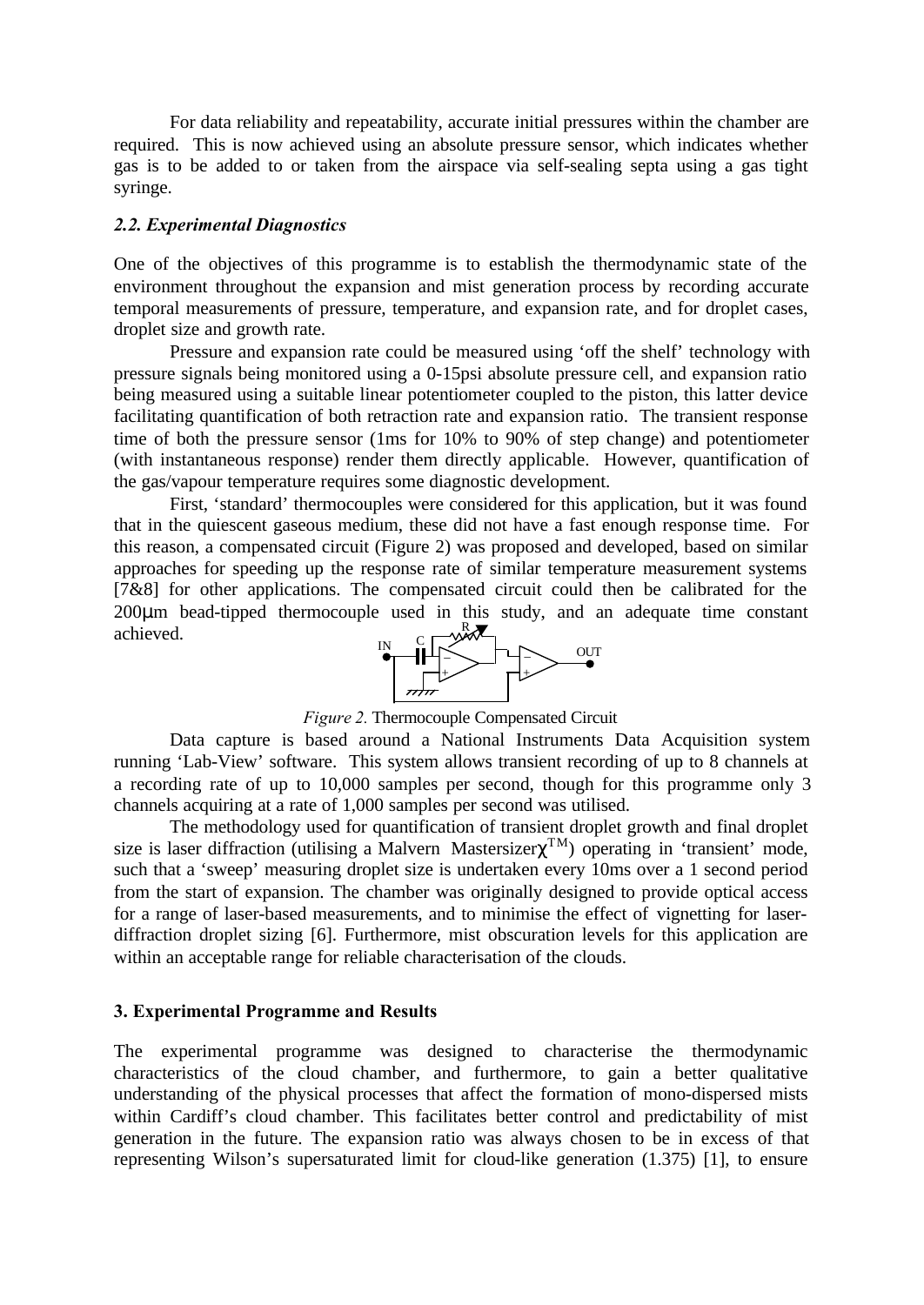For data reliability and repeatability, accurate initial pressures within the chamber are required. This is now achieved using an absolute pressure sensor, which indicates whether gas is to be added to or taken from the airspace via self-sealing septa using a gas tight syringe.

### *2.2. Experimental Diagnostics*

One of the objectives of this programme is to establish the thermodynamic state of the environment throughout the expansion and mist generation process by recording accurate temporal measurements of pressure, temperature, and expansion rate, and for droplet cases, droplet size and growth rate.

Pressure and expansion rate could be measured using 'off the shelf' technology with pressure signals being monitored using a 0-15psi absolute pressure cell, and expansion ratio being measured using a suitable linear potentiometer coupled to the piston, this latter device facilitating quantification of both retraction rate and expansion ratio. The transient response time of both the pressure sensor (1ms for 10% to 90% of step change) and potentiometer (with instantaneous response) render them directly applicable. However, quantification of the gas/vapour temperature requires some diagnostic development.

First, 'standard' thermocouples were considered for this application, but it was found that in the quiescent gaseous medium, these did not have a fast enough response time. For this reason, a compensated circuit (Figure 2) was proposed and developed, based on similar approaches for speeding up the response rate of similar temperature measurement systems [7&8] for other applications. The compensated circuit could then be calibrated for the 200μm bead-tipped thermocouple used in this study, and an adequate time constant achieved.

*Figure 2.* Thermocouple Compensated Circuit

Data capture is based around a National Instruments Data Acquisition system running 'Lab-View' software. This system allows transient recording of up to 8 channels at a recording rate of up to 10,000 samples per second, though for this programme only 3 channels acquiring at a rate of 1,000 samples per second was utilised.

The methodology used for quantification of transient droplet growth and final droplet size is laser diffraction (utilising a Malvern Mastersizerχ™) operating in 'transient' mode, such that a 'sweep' measuring droplet size is undertaken every 10ms over a 1 second period from the start of expansion. The chamber was originally designed to provide optical access for a range of laser-based measurements, and to minimise the effect of vignetting for laser-diffraction droplet sizing [6]. Furthermore, mist obscuration levels for this application are within an acceptable range for reliable characterisation of the clouds.

## 3. Experimental Programme and Results

The experimental programme was designed to characterise the thermodynamic characteristics of the cloud chamber, and furthermore, to gain a better qualitative understanding of the physical processes that affect the formation of mono-dispersed mists within Cardiff's cloud chamber. This facilitates better control and predictability of mist generation in the future. The expansion ratio was always chosen to be in excess of that representing Wilson's supersaturated limit for cloud-like generation (1.375) [1], to ensure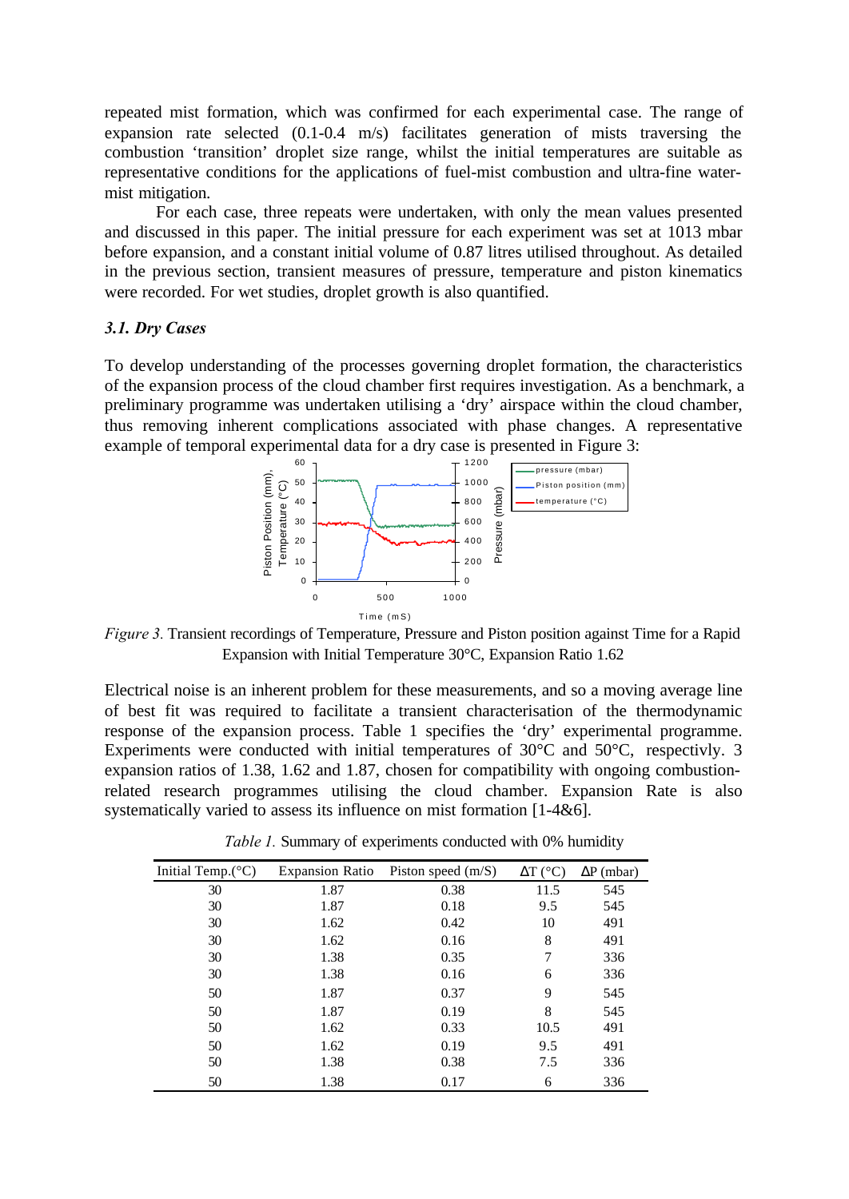repeated mist formation, which was confirmed for each experimental case. The range of expansion rate selected (0.1-0.4 m/s) facilitates generation of mists traversing the combustion 'transition' droplet size range, whilst the initial temperatures are suitable as representative conditions for the applications of fuel-mist combustion and ultra-fine water-mist mitigation.

For each case, three repeats were undertaken, with only the mean values presented and discussed in this paper. The initial pressure for each experiment was set at 1013 mbar before expansion, and a constant initial volume of 0.87 litres utilised throughout. As detailed in the previous section, transient measures of pressure, temperature and piston kinematics were recorded. For wet studies, droplet growth is also quantified.

### *3.1. Dry Cases*

To develop understanding of the processes governing droplet formation, the characteristics of the expansion process of the cloud chamber first requires investigation. As a benchmark, a preliminary programme was undertaken utilising a 'dry' airspace within the cloud chamber, thus removing inherent complications associated with phase changes. A representative example of temporal experimental data for a dry case is presented in Figure 3:

*Figure 3.* Transient recordings of Temperature, Pressure and Piston position against Time for a Rapid Expansion with Initial Temperature 30°C, Expansion Ratio 1.62

Electrical noise is an inherent problem for these measurements, and so a moving average line of best fit was required to facilitate a transient characterisation of the thermodynamic response of the expansion process. Table 1 specifies the 'dry' experimental programme. Experiments were conducted with initial temperatures of 30°C and 50°C, respectivly. 3 expansion ratios of 1.38, 1.62 and 1.87, chosen for compatibility with ongoing combustion-related research programmes utilising the cloud chamber. Expansion Rate is also systematically varied to assess its influence on mist formation [1-4&6].

*Table 1.* Summary of experiments conducted with 0% humidity

| Initial Temp.(°C) | Expansion Ratio | Piston speed (m/S) | ΔT (°C) | ΔP (mbar) |
|---|---|---|---|---|
| 30 | 1.87 | 0.38 | 11.5 | 545 |
| 30 | 1.87 | 0.18 | 9.5 | 545 |
| 30 | 1.62 | 0.42 | 10 | 491 |
| 30 | 1.62 | 0.16 | 8 | 491 |
| 30 | 1.38 | 0.35 | 7 | 336 |
| 30 | 1.38 | 0.16 | 6 | 336 |
| 50 | 1.87 | 0.37 | 9 | 545 |
| 50 | 1.87 | 0.19 | 8 | 545 |
| 50 | 1.62 | 0.33 | 10.5 | 491 |
| 50 | 1.62 | 0.19 | 9.5 | 491 |
| 50 | 1.38 | 0.38 | 7.5 | 336 |
| 50 | 1.38 | 0.17 | 6 | 336 |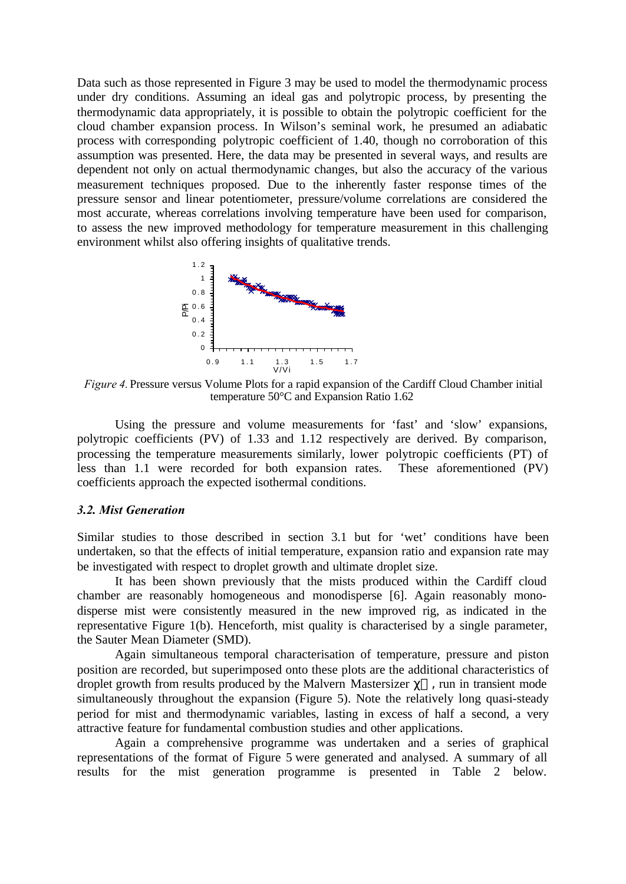Data such as those represented in Figure 3 may be used to model the thermodynamic process under dry conditions. Assuming an ideal gas and polytropic process, by presenting the thermodynamic data appropriately, it is possible to obtain the polytropic coefficient for the cloud chamber expansion process. In Wilson's seminal work, he presumed an adiabatic process with corresponding polytropic coefficient of 1.40, though no corroboration of this assumption was presented. Here, the data may be presented in several ways, and results are dependent not only on actual thermodynamic changes, but also the accuracy of the various measurement techniques proposed. Due to the inherently faster response times of the pressure sensor and linear potentiometer, pressure/volume correlations are considered the most accurate, whereas correlations involving temperature have been used for comparison, to assess the new improved methodology for temperature measurement in this challenging environment whilst also offering insights of qualitative trends.

*Figure 4.* Pressure versus Volume Plots for a rapid expansion of the Cardiff Cloud Chamber initial temperature 50°C and Expansion Ratio 1.62

Using the pressure and volume measurements for 'fast' and 'slow' expansions, polytropic coefficients (PV) of 1.33 and 1.12 respectively are derived. By comparison, processing the temperature measurements similarly, lower polytropic coefficients (PT) of less than 1.1 were recorded for both expansion rates. These aforementioned (PV) coefficients approach the expected isothermal conditions.

### *3.2. Mist Generation*

Similar studies to those described in section 3.1 but for 'wet' conditions have been undertaken, so that the effects of initial temperature, expansion ratio and expansion rate may be investigated with respect to droplet growth and ultimate droplet size.

It has been shown previously that the mists produced within the Cardiff cloud chamber are reasonably homogeneous and monodisperse [6]. Again reasonably mono-disperse mist were consistently measured in the new improved rig, as indicated in the representative Figure 1(b). Henceforth, mist quality is characterised by a single parameter, the Sauter Mean Diameter (SMD).

Again simultaneous temporal characterisation of temperature, pressure and piston position are recorded, but superimposed onto these plots are the additional characteristics of droplet growth from results produced by the Malvern Mastersizer $\chi$, run in transient mode simultaneously throughout the expansion (Figure 5). Note the relatively long quasi-steady period for mist and thermodynamic variables, lasting in excess of half a second, a very attractive feature for fundamental combustion studies and other applications.

Again a comprehensive programme was undertaken and a series of graphical representations of the format of Figure 5 were generated and analysed. A summary of all results for the mist generation programme is presented in Table 2 below.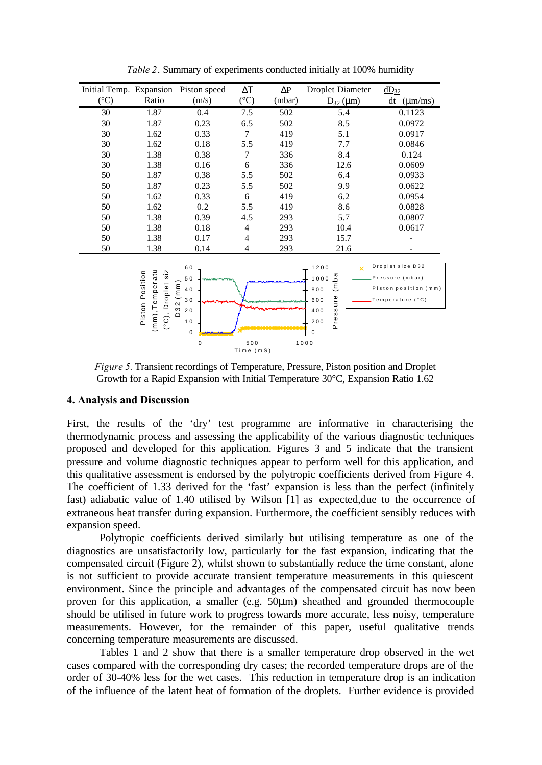*Table 2*. Summary of experiments conducted initially at 100% humidity

| Initial Temp. (°C) | Expansion Ratio | Piston speed (m/s) | ΔT (°C) | ΔP (mbar) | Droplet Diameter $D_{32}$ (μm) | $\frac{dD_{32}}{dt}$ (μm/ms) |
|---|---|---|---|---|---|---|
| 30 | 1.87 | 0.4 | 7.5 | 502 | 5.4 | 0.1123 |
| 30 | 1.87 | 0.23 | 6.5 | 502 | 8.5 | 0.0972 |
| 30 | 1.62 | 0.33 | 7 | 419 | 5.1 | 0.0917 |
| 30 | 1.62 | 0.18 | 5.5 | 419 | 7.7 | 0.0846 |
| 30 | 1.38 | 0.38 | 7 | 336 | 8.4 | 0.124 |
| 30 | 1.38 | 0.16 | 6 | 336 | 12.6 | 0.0609 |
| 50 | 1.87 | 0.38 | 5.5 | 502 | 6.4 | 0.0933 |
| 50 | 1.87 | 0.23 | 5.5 | 502 | 9.9 | 0.0622 |
| 50 | 1.62 | 0.33 | 6 | 419 | 6.2 | 0.0954 |
| 50 | 1.62 | 0.2 | 5.5 | 419 | 8.6 | 0.0828 |
| 50 | 1.38 | 0.39 | 4.5 | 293 | 5.7 | 0.0807 |
| 50 | 1.38 | 0.18 | 4 | 293 | 10.4 | 0.0617 |
| 50 | 1.38 | 0.17 | 4 | 293 | 15.7 | - |
| 50 | 1.38 | 0.14 | 4 | 293 | 21.6 | - |

*Figure 5.* Transient recordings of Temperature, Pressure, Piston position and Droplet Growth for a Rapid Expansion with Initial Temperature 30°C, Expansion Ratio 1.62

## 4. Analysis and Discussion

First, the results of the 'dry' test programme are informative in characterising the thermodynamic process and assessing the applicability of the various diagnostic techniques proposed and developed for this application. Figures 3 and 5 indicate that the transient pressure and volume diagnostic techniques appear to perform well for this application, and this qualitative assessment is endorsed by the polytropic coefficients derived from Figure 4. The coefficient of 1.33 derived for the 'fast' expansion is less than the perfect (infinitely fast) adiabatic value of 1.40 utilised by Wilson [1] as expected,due to the occurrence of extraneous heat transfer during expansion. Furthermore, the coefficient sensibly reduces with expansion speed.

Polytropic coefficients derived similarly but utilising temperature as one of the diagnostics are unsatisfactorily low, particularly for the fast expansion, indicating that the compensated circuit (Figure 2), whilst shown to substantially reduce the time constant, alone is not sufficient to provide accurate transient temperature measurements in this quiescent environment. Since the principle and advantages of the compensated circuit has now been proven for this application, a smaller (e.g. 50μm) sheathed and grounded thermocouple should be utilised in future work to progress towards more accurate, less noisy, temperature measurements. However, for the remainder of this paper, useful qualitative trends concerning temperature measurements are discussed.

Tables 1 and 2 show that there is a smaller temperature drop observed in the wet cases compared with the corresponding dry cases; the recorded temperature drops are of the order of 30-40% less for the wet cases. This reduction in temperature drop is an indication of the influence of the latent heat of formation of the droplets. Further evidence is provided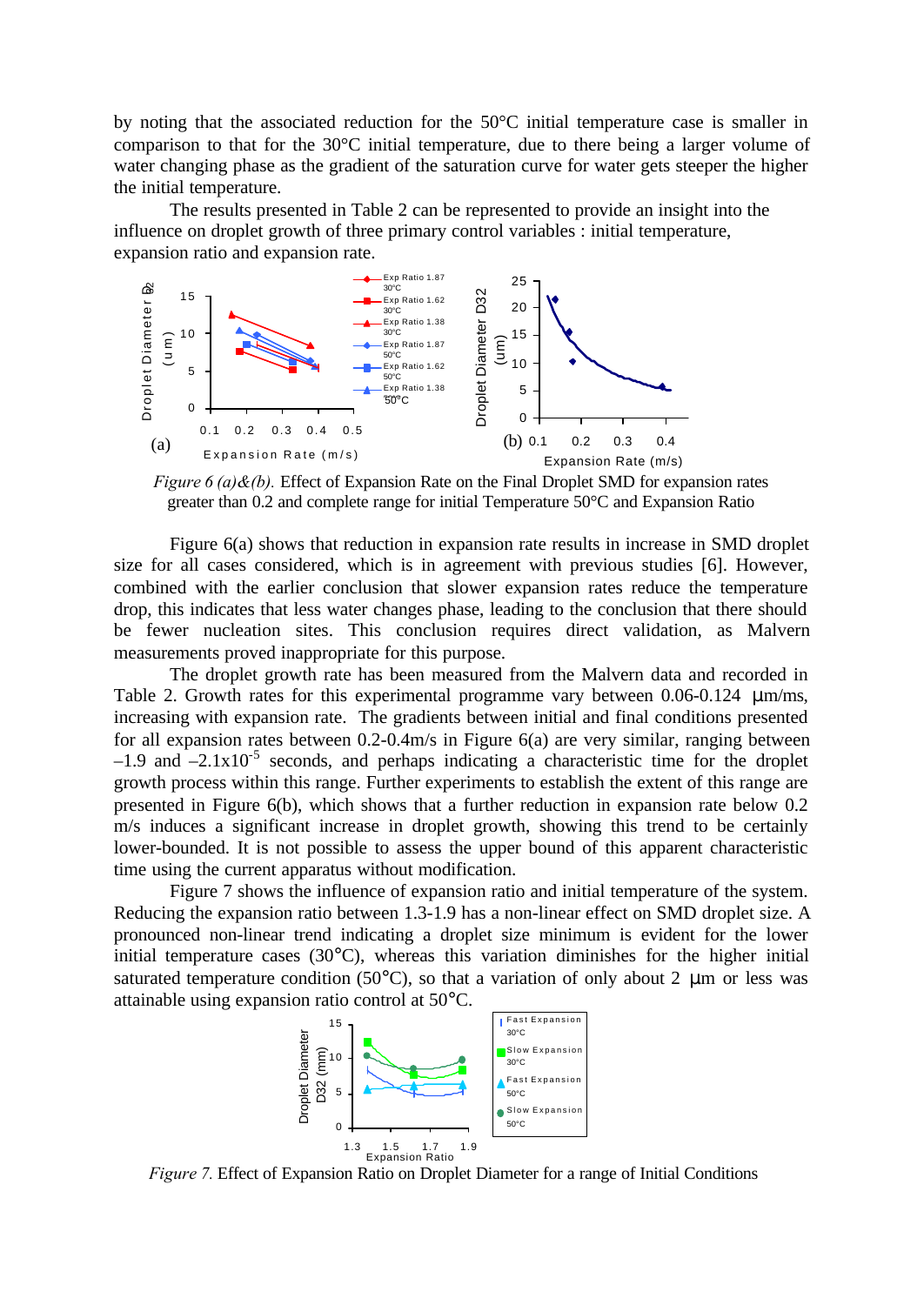by noting that the associated reduction for the 50°C initial temperature case is smaller in comparison to that for the 30°C initial temperature, due to there being a larger volume of water changing phase as the gradient of the saturation curve for water gets steeper the higher the initial temperature.

The results presented in Table 2 can be represented to provide an insight into the influence on droplet growth of three primary control variables : initial temperature, expansion ratio and expansion rate.

*Figure 6 (a)&(b).* Effect of Expansion Rate on the Final Droplet SMD for expansion rates greater than 0.2 and complete range for initial Temperature 50°C and Expansion Ratio

Figure 6(a) shows that reduction in expansion rate results in increase in SMD droplet size for all cases considered, which is in agreement with previous studies [6]. However, combined with the earlier conclusion that slower expansion rates reduce the temperature drop, this indicates that less water changes phase, leading to the conclusion that there should be fewer nucleation sites. This conclusion requires direct validation, as Malvern measurements proved inappropriate for this purpose.

The droplet growth rate has been measured from the Malvern data and recorded in Table 2. Growth rates for this experimental programme vary between 0.06-0.124 μm/ms, increasing with expansion rate. The gradients between initial and final conditions presented for all expansion rates between 0.2-0.4m/s in Figure 6(a) are very similar, ranging between –1.9 and $-2.1 \times 10^{-5}$ seconds, and perhaps indicating a characteristic time for the droplet growth process within this range. Further experiments to establish the extent of this range are presented in Figure 6(b), which shows that a further reduction in expansion rate below 0.2 m/s induces a significant increase in droplet growth, showing this trend to be certainly lower-bounded. It is not possible to assess the upper bound of this apparent characteristic time using the current apparatus without modification.

Figure 7 shows the influence of expansion ratio and initial temperature of the system. Reducing the expansion ratio between 1.3-1.9 has a non-linear effect on SMD droplet size. A pronounced non-linear trend indicating a droplet size minimum is evident for the lower initial temperature cases (30°C), whereas this variation diminishes for the higher initial saturated temperature condition (50°C), so that a variation of only about 2 μm or less was attainable using expansion ratio control at 50°C.

*Figure 7.* Effect of Expansion Ratio on Droplet Diameter for a range of Initial Conditions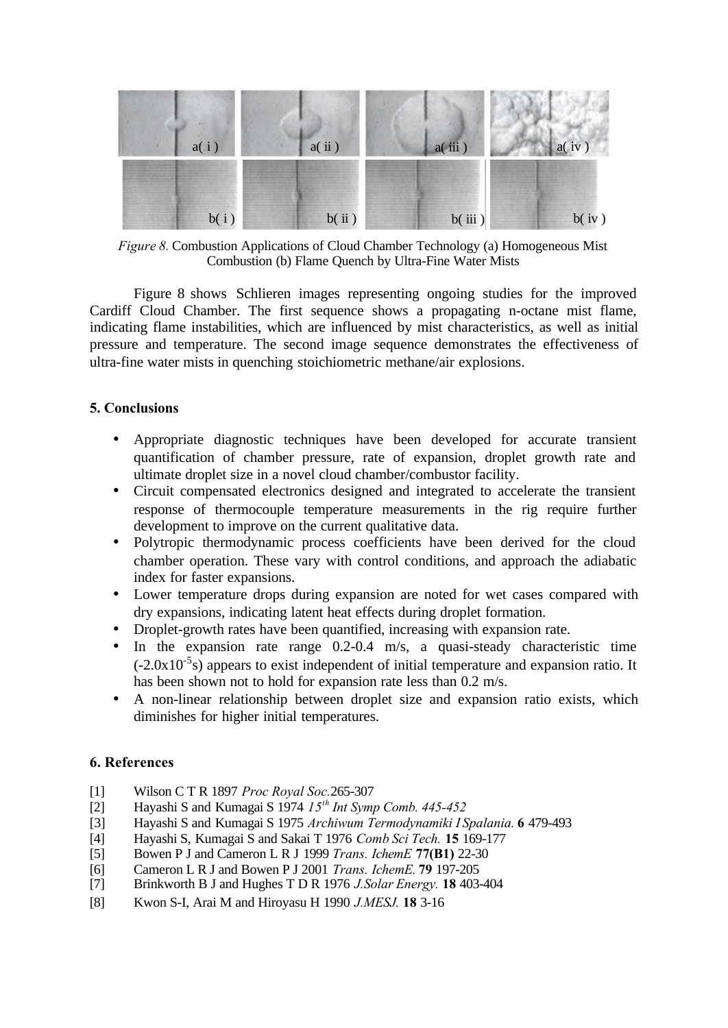a( i ) a( ii ) a( iii ) a( iv )

b( i ) b( ii ) b( iii ) b( iv )

*Figure 8.* Combustion Applications of Cloud Chamber Technology (a) Homogeneous Mist Combustion (b) Flame Quench by Ultra-Fine Water Mists

Figure 8 shows Schlieren images representing ongoing studies for the improved Cardiff Cloud Chamber. The first sequence shows a propagating n-octane mist flame, indicating flame instabilities, which are influenced by mist characteristics, as well as initial pressure and temperature. The second image sequence demonstrates the effectiveness of ultra-fine water mists in quenching stoichiometric methane/air explosions.

## 5. Conclusions

- Appropriate diagnostic techniques have been developed for accurate transient quantification of chamber pressure, rate of expansion, droplet growth rate and ultimate droplet size in a novel cloud chamber/combustor facility.
- Circuit compensated electronics designed and integrated to accelerate the transient response of thermocouple temperature measurements in the rig require further development to improve on the current qualitative data.
- Polytropic thermodynamic process coefficients have been derived for the cloud chamber operation. These vary with control conditions, and approach the adiabatic index for faster expansions.
- Lower temperature drops during expansion are noted for wet cases compared with dry expansions, indicating latent heat effects during droplet formation.
- Droplet-growth rates have been quantified, increasing with expansion rate.
- In the expansion rate range 0.2-0.4 m/s, a quasi-steady characteristic time ($-2.0\times10^{-5}$s) appears to exist independent of initial temperature and expansion ratio. It has been shown not to hold for expansion rate less than 0.2 m/s.
- A non-linear relationship between droplet size and expansion ratio exists, which diminishes for higher initial temperatures.

## 6. References

[1] Wilson C T R 1897 *Proc Royal Soc.*265-307

[2] Hayashi S and Kumagai S 1974 *15th Int Symp Comb. 445-452*

[3] Hayashi S and Kumagai S 1975 *Archiwum Termodynamiki I Spalania.* **6** 479-493

[4] Hayashi S, Kumagai S and Sakai T 1976 *Comb Sci Tech.* **15** 169-177

[5] Bowen P J and Cameron L R J 1999 *Trans. IchemE* **77(B1)** 22-30

[6] Cameron L R J and Bowen P J 2001 *Trans. IchemE.* **79** 197-205

[7] Brinkworth B J and Hughes T D R 1976 *J.Solar Energy.* **18** 403-404

[8] Kwon S-I, Arai M and Hiroyasu H 1990 *J.MESJ.* **18** 3-16